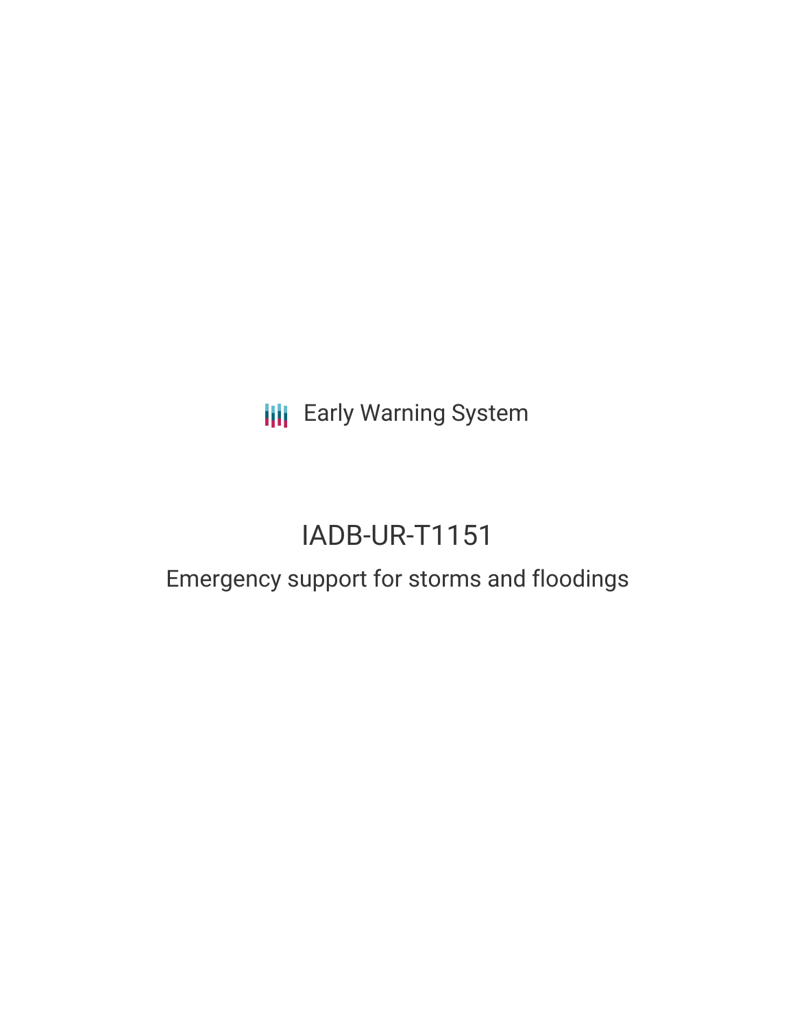Early Warning System

# IADB-UR-T1151

## Emergency support for storms and floodings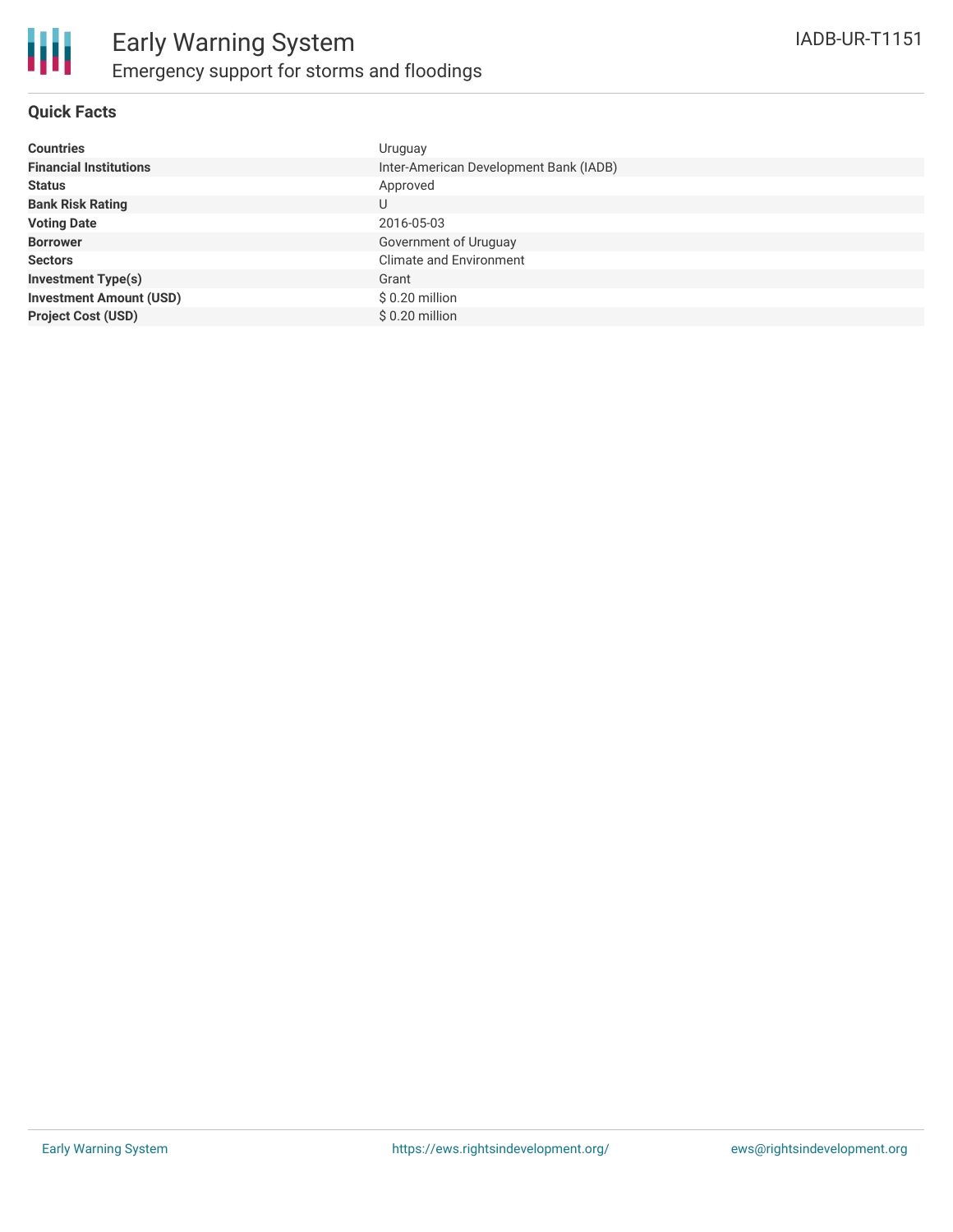# Early Warning System

## Emergency support for storms and floodings

IADB-UR-T1151

### Quick Facts

| | |
|---|---|
| **Countries** | Uruguay |
| **Financial Institutions** | Inter-American Development Bank (IADB) |
| **Status** | Approved |
| **Bank Risk Rating** | U |
| **Voting Date** | 2016-05-03 |
| **Borrower** | Government of Uruguay |
| **Sectors** | Climate and Environment |
| **Investment Type(s)** | Grant |
| **Investment Amount (USD)** | $ 0.20 million |
| **Project Cost (USD)** | $ 0.20 million |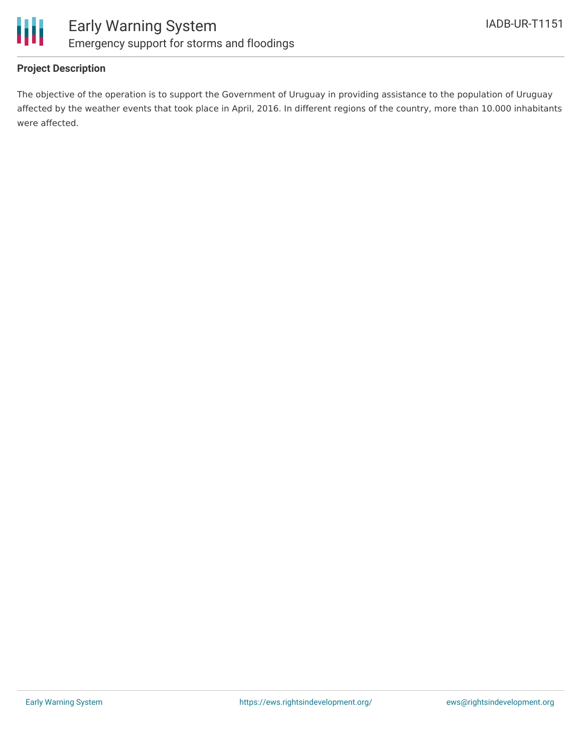## Project Description

The objective of the operation is to support the Government of Uruguay in providing assistance to the population of Uruguay affected by the weather events that took place in April, 2016. In different regions of the country, more than 10.000 inhabitants were affected.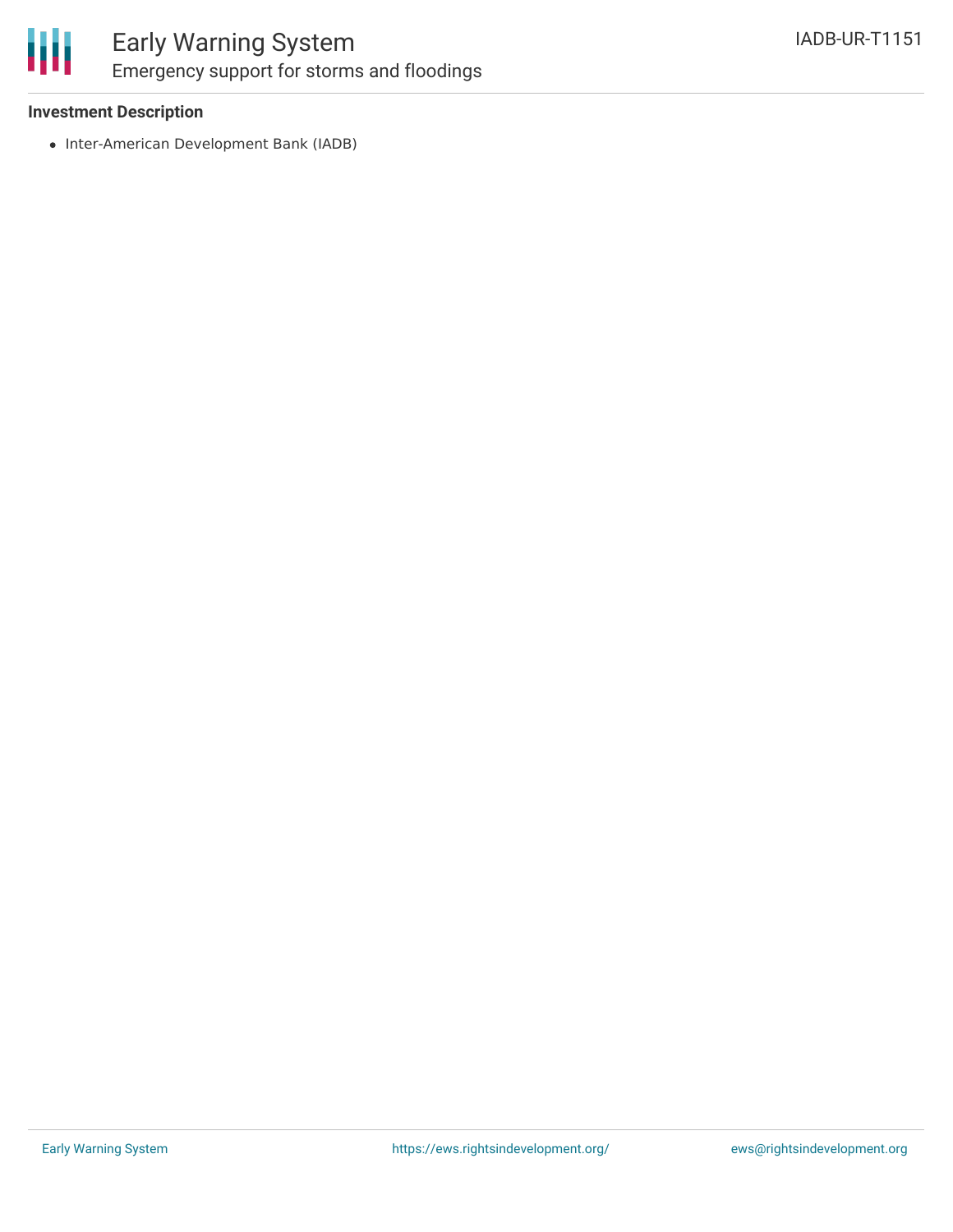### Investment Description

- Inter-American Development Bank (IADB)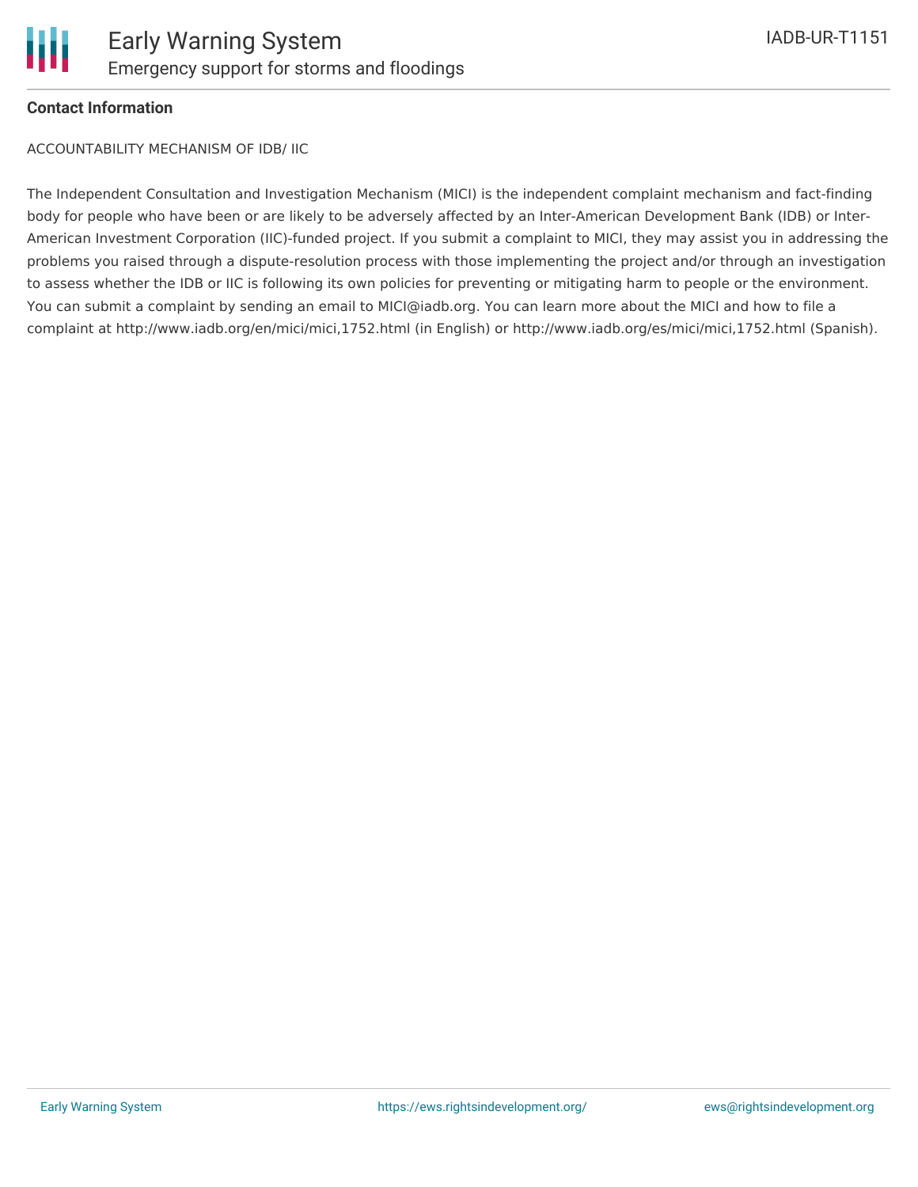**Contact Information**

ACCOUNTABILITY MECHANISM OF IDB/ IIC

The Independent Consultation and Investigation Mechanism (MICI) is the independent complaint mechanism and fact-finding body for people who have been or are likely to be adversely affected by an Inter-American Development Bank (IDB) or Inter-American Investment Corporation (IIC)-funded project. If you submit a complaint to MICI, they may assist you in addressing the problems you raised through a dispute-resolution process with those implementing the project and/or through an investigation to assess whether the IDB or IIC is following its own policies for preventing or mitigating harm to people or the environment. You can submit a complaint by sending an email to MICI@iadb.org. You can learn more about the MICI and how to file a complaint at http://www.iadb.org/en/mici/mici,1752.html (in English) or http://www.iadb.org/es/mici/mici,1752.html (Spanish).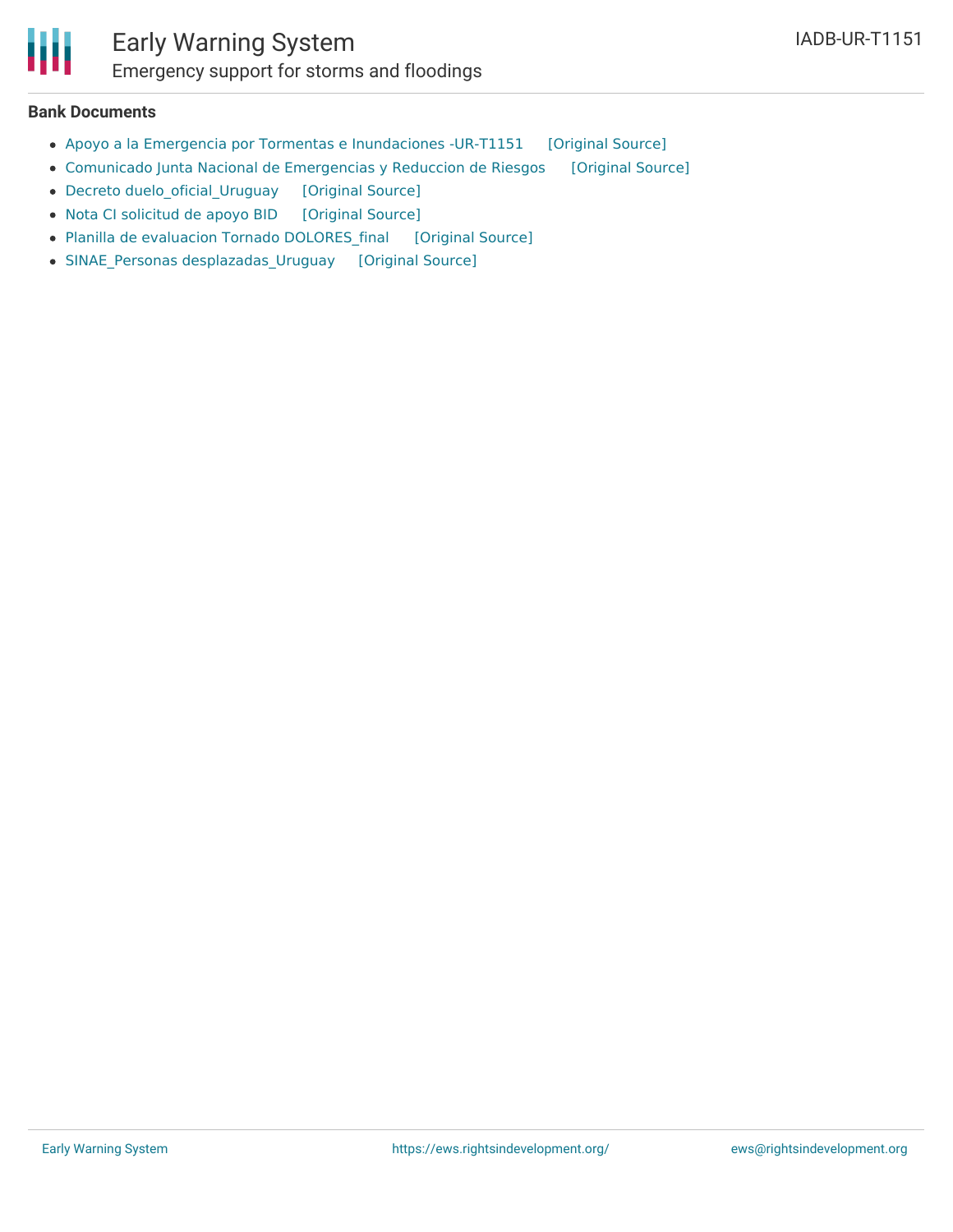## Bank Documents

- Apoyo a la Emergencia por Tormentas e Inundaciones -UR-T1151 [Original Source]
- Comunicado Junta Nacional de Emergencias y Reduccion de Riesgos [Original Source]
- Decreto duelo_oficial_Uruguay [Original Source]
- Nota CI solicitud de apoyo BID [Original Source]
- Planilla de evaluacion Tornado DOLORES_final [Original Source]
- SINAE_Personas desplazadas_Uruguay [Original Source]